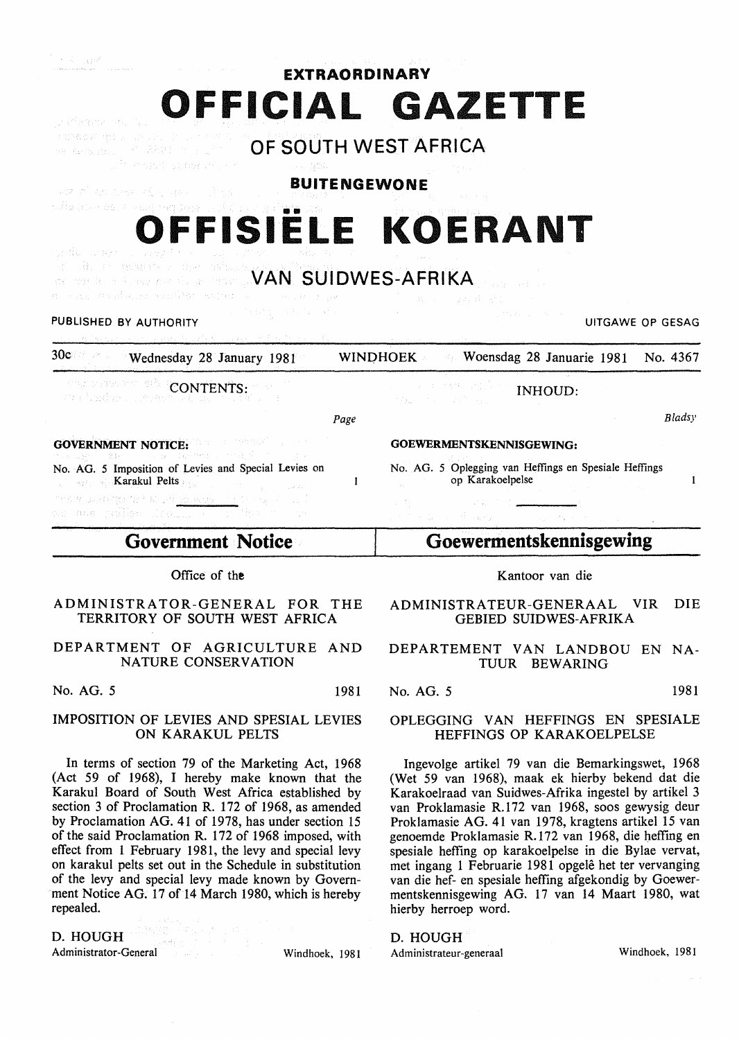# EXTRAORDINARY

# OFFICIAL GAZETTE

## OF SOUTH WEST AFRICA

# BUITENGEWONE

# OFFISIËLE KOERANT

## VAN SUIDWES-AFRIKA

PUBLISHED BY AUTHORITY — UITGAWE OP GESAG

30c — Wednesday 28 January 1981 — WINDHOEK — Woensdag 28 Januarie 1981 — No. 4367

**CONTENTS:**

| | Page |
|---|---|
| **GOVERNMENT NOTICE:** | |
| No. AG. 5 Imposition of Levies and Special Levies on Karakul Pelts | 1 |

**INHOUD:**

| | Bladsy |
|---|---|
| **GOEWERMENTSKENNISGEWING:** | |
| No. AG. 5 Oplegging van Heffings en Spesiale Heffings op Karakoelpelse | 1 |

## Government Notice

Office of the

ADMINISTRATOR-GENERAL FOR THE TERRITORY OF SOUTH WEST AFRICA

DEPARTMENT OF AGRICULTURE AND NATURE CONSERVATION

No. AG. 5 — 1981

IMPOSITION OF LEVIES AND SPESIAL LEVIES ON KARAKUL PELTS

In terms of section 79 of the Marketing Act, 1968 (Act 59 of 1968), I hereby make known that the Karakul Board of South West Africa established by section 3 of Proclamation R. 172 of 1968, as amended by Proclamation AG. 41 of 1978, has under section 15 of the said Proclamation R. 172 of 1968 imposed, with effect from 1 February 1981, the levy and special levy on karakul pelts set out in the Schedule in substitution of the levy and special levy made known by Government Notice AG. 17 of 14 March 1980, which is hereby repealed.

D. HOUGH
Administrator-General — Windhoek, 1981

## Goewermentskennisgewing

Kantoor van die

ADMINISTRATEUR-GENERAAL VIR DIE GEBIED SUIDWES-AFRIKA

DEPARTEMENT VAN LANDBOU EN NATUUR BEWARING

No. AG. 5 — 1981

OPLEGGING VAN HEFFINGS EN SPESIALE HEFFINGS OP KARAKOELPELSE

Ingevolge artikel 79 van die Bemarkingswet, 1968 (Wet 59 van 1968), maak ek hierby bekend dat die Karakoelraad van Suidwes-Afrika ingestel by artikel 3 van Proklamasie R.172 van 1968, soos gewysig deur Proklamasie AG. 41 van 1978, kragtens artikel 15 van genoemde Proklamasie R.172 van 1968, die heffing en spesiale heffing op karakoelpelse in die Bylae vervat, met ingang 1 Februarie 1981 opgelê het ter vervanging van die hef- en spesiale heffing afgekondig by Goewermentskennisgewing AG. 17 van 14 Maart 1980, wat hierby herroep word.

D. HOUGH
Administrateur-generaal — Windhoek, 1981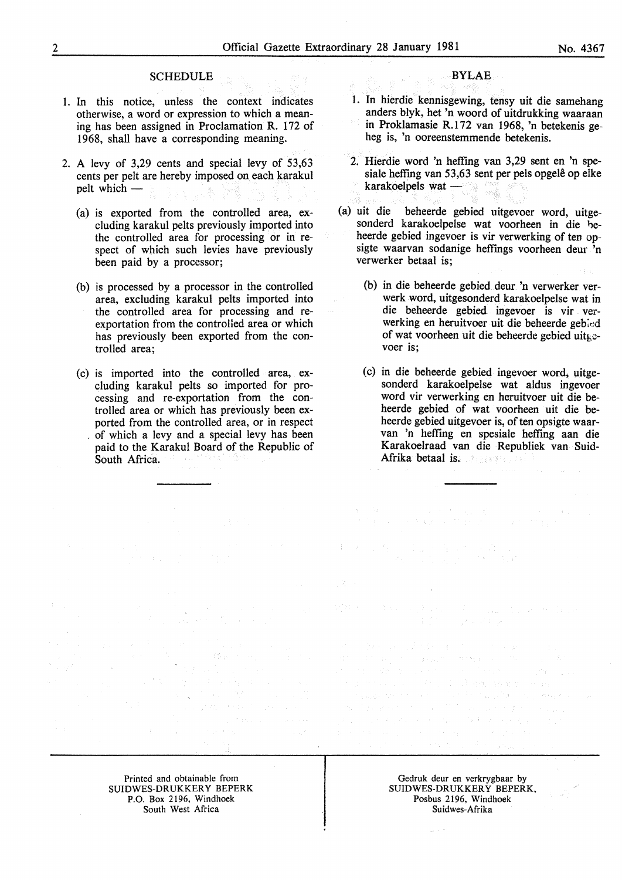## SCHEDULE

1. In this notice, unless the context indicates otherwise, a word or expression to which a meaning has been assigned in Proclamation R. 172 of 1968, shall have a corresponding meaning.

2. A levy of 3,29 cents and special levy of 53,63 cents per pelt are hereby imposed on each karakul pelt which —

   (a) is exported from the controlled area, excluding karakul pelts previously imported into the controlled area for processing or in respect of which such levies have previously been paid by a processor;

   (b) is processed by a processor in the controlled area, excluding karakul pelts imported into the controlled area for processing and re-exportation from the controlled area or which has previously been exported from the controlled area;

   (c) is imported into the controlled area, excluding karakul pelts so imported for processing and re-exportation from the controlled area or which has previously been exported from the controlled area, or in respect of which a levy and a special levy has been paid to the Karakul Board of the Republic of South Africa.

## BYLAE

1. In hierdie kennisgewing, tensy uit die samehang anders blyk, het 'n woord of uitdrukking waaraan in Proklamasie R.172 van 1968, 'n betekenis geheg is, 'n ooreenstemmende betekenis.

2. Hierdie word 'n heffing van 3,29 sent en 'n spesiale heffing van 53,63 sent per pels opgelê op elke karakoelpels wat —

   (a) uit die beheerde gebied uitgevoer word, uitgesonderd karakoelpelse wat voorheen in die beheerde gebied ingevoer is vir verwerking of ten opsigte waarvan sodanige heffings voorheen deur 'n verwerker betaal is;

   (b) in die beheerde gebied deur 'n verwerker verwerk word, uitgesonderd karakoelpelse wat in die beheerde gebied ingevoer is vir verwerking en heruitvoer uit die beheerde gebied of wat voorheen uit die beheerde gebied uitgevoer is;

   (c) in die beheerde gebied ingevoer word, uitgesonderd karakoelpelse wat aldus ingevoer word vir verwerking en heruitvoer uit die beheerde gebied of wat voorheen uit die beheerde gebied uitgevoer is, of ten opsigte waarvan 'n heffing en spesiale heffing aan die Karakoelraad van die Republiek van Suid-Afrika betaal is.

---

Printed and obtainable from
SUIDWES-DRUKKERY BEPERK
P.O. Box 2196, Windhoek
South West Africa

Gedruk deur en verkrygbaar by
SUIDWES-DRUKKERY BEPERK,
Posbus 2196, Windhoek
Suidwes-Afrika